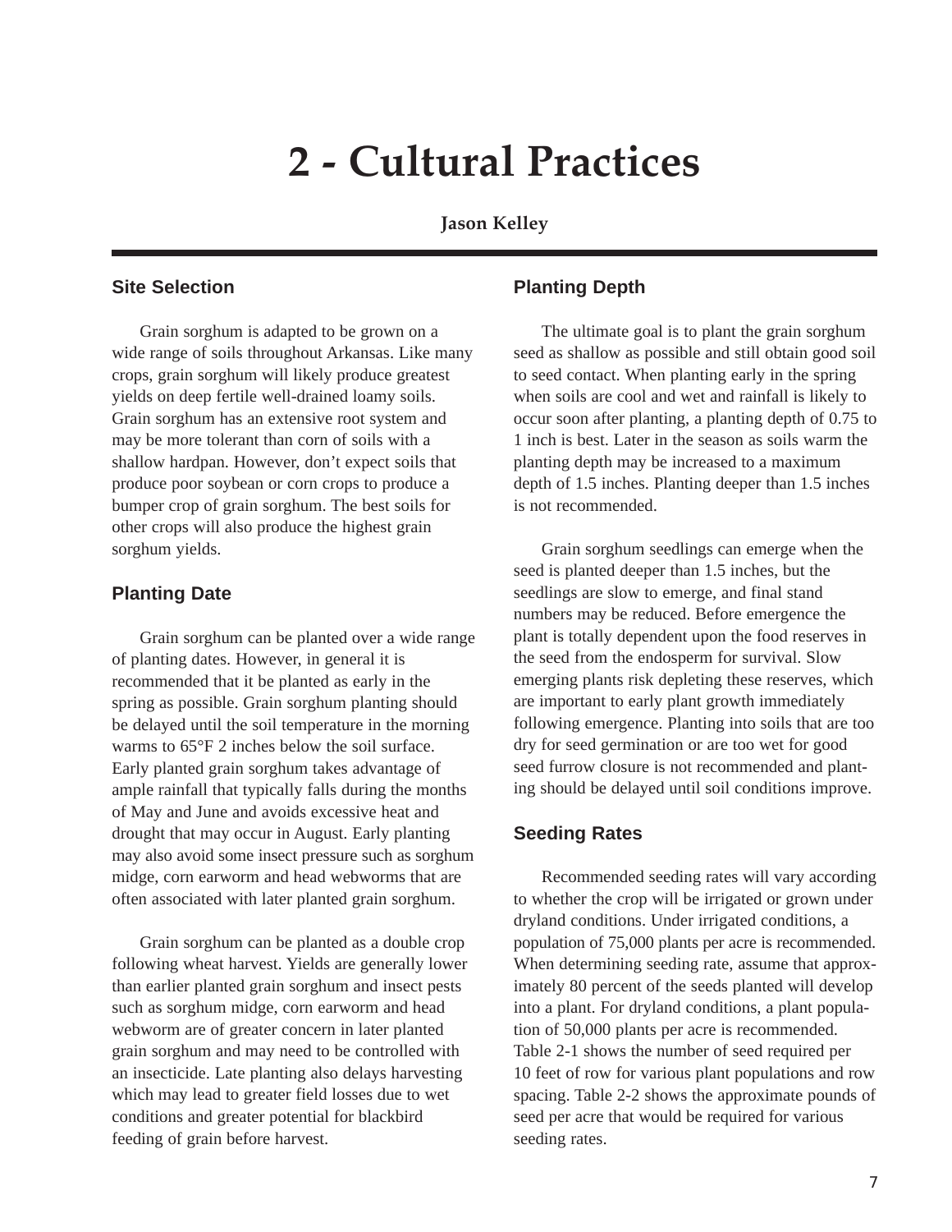# 2 - Cultural Practices

**Jason Kelley**

## Site Selection

Grain sorghum is adapted to be grown on a wide range of soils throughout Arkansas. Like many crops, grain sorghum will likely produce greatest yields on deep fertile well-drained loamy soils. Grain sorghum has an extensive root system and may be more tolerant than corn of soils with a shallow hardpan. However, don't expect soils that produce poor soybean or corn crops to produce a bumper crop of grain sorghum. The best soils for other crops will also produce the highest grain sorghum yields.

## Planting Date

Grain sorghum can be planted over a wide range of planting dates. However, in general it is recommended that it be planted as early in the spring as possible. Grain sorghum planting should be delayed until the soil temperature in the morning warms to 65°F 2 inches below the soil surface. Early planted grain sorghum takes advantage of ample rainfall that typically falls during the months of May and June and avoids excessive heat and drought that may occur in August. Early planting may also avoid some insect pressure such as sorghum midge, corn earworm and head webworms that are often associated with later planted grain sorghum.

Grain sorghum can be planted as a double crop following wheat harvest. Yields are generally lower than earlier planted grain sorghum and insect pests such as sorghum midge, corn earworm and head webworm are of greater concern in later planted grain sorghum and may need to be controlled with an insecticide. Late planting also delays harvesting which may lead to greater field losses due to wet conditions and greater potential for blackbird feeding of grain before harvest.

## Planting Depth

The ultimate goal is to plant the grain sorghum seed as shallow as possible and still obtain good soil to seed contact. When planting early in the spring when soils are cool and wet and rainfall is likely to occur soon after planting, a planting depth of 0.75 to 1 inch is best. Later in the season as soils warm the planting depth may be increased to a maximum depth of 1.5 inches. Planting deeper than 1.5 inches is not recommended.

Grain sorghum seedlings can emerge when the seed is planted deeper than 1.5 inches, but the seedlings are slow to emerge, and final stand numbers may be reduced. Before emergence the plant is totally dependent upon the food reserves in the seed from the endosperm for survival. Slow emerging plants risk depleting these reserves, which are important to early plant growth immediately following emergence. Planting into soils that are too dry for seed germination or are too wet for good seed furrow closure is not recommended and planting should be delayed until soil conditions improve.

## Seeding Rates

Recommended seeding rates will vary according to whether the crop will be irrigated or grown under dryland conditions. Under irrigated conditions, a population of 75,000 plants per acre is recommended. When determining seeding rate, assume that approximately 80 percent of the seeds planted will develop into a plant. For dryland conditions, a plant population of 50,000 plants per acre is recommended. Table 2-1 shows the number of seed required per 10 feet of row for various plant populations and row spacing. Table 2-2 shows the approximate pounds of seed per acre that would be required for various seeding rates.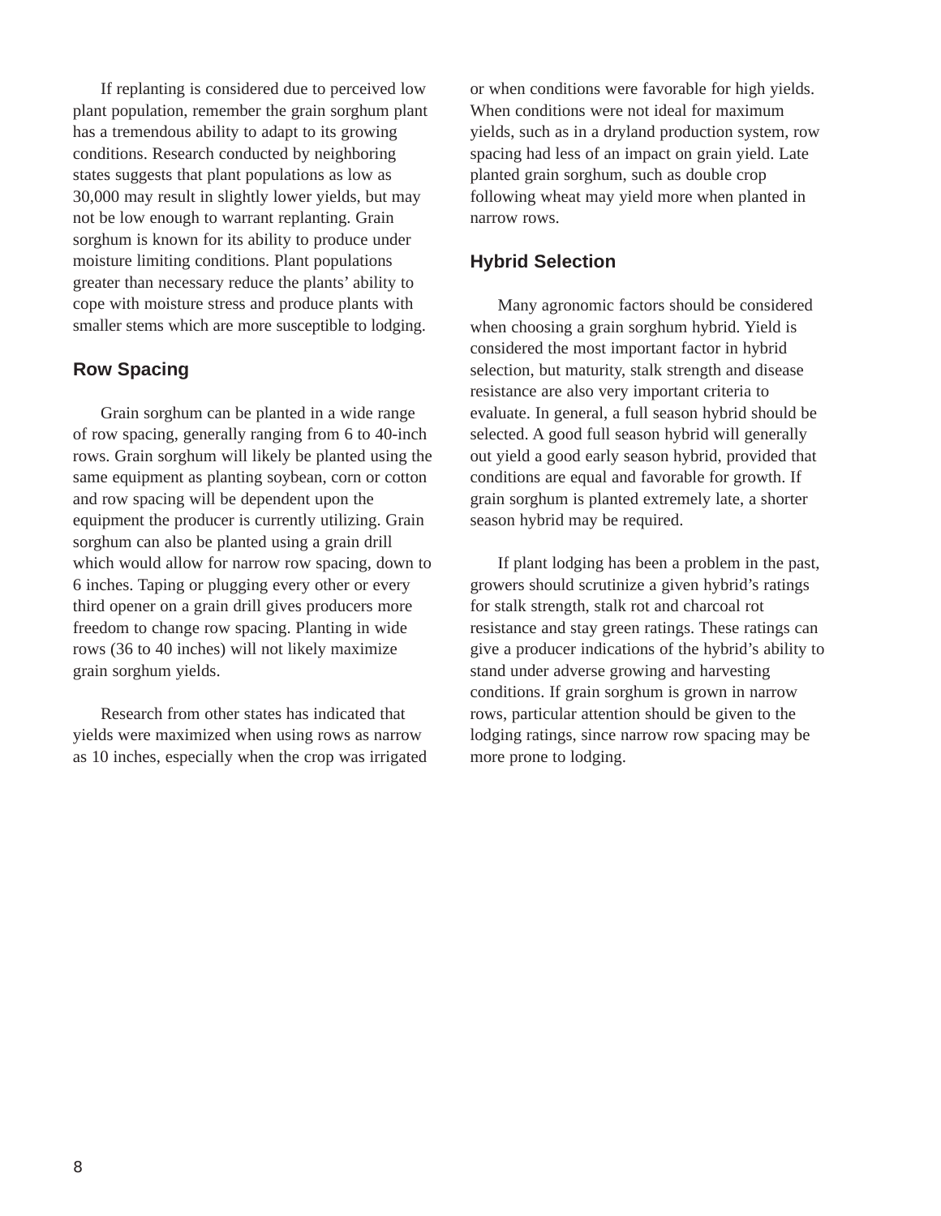If replanting is considered due to perceived low plant population, remember the grain sorghum plant has a tremendous ability to adapt to its growing conditions. Research conducted by neighboring states suggests that plant populations as low as 30,000 may result in slightly lower yields, but may not be low enough to warrant replanting. Grain sorghum is known for its ability to produce under moisture limiting conditions. Plant populations greater than necessary reduce the plants' ability to cope with moisture stress and produce plants with smaller stems which are more susceptible to lodging.

## Row Spacing

Grain sorghum can be planted in a wide range of row spacing, generally ranging from 6 to 40-inch rows. Grain sorghum will likely be planted using the same equipment as planting soybean, corn or cotton and row spacing will be dependent upon the equipment the producer is currently utilizing. Grain sorghum can also be planted using a grain drill which would allow for narrow row spacing, down to 6 inches. Taping or plugging every other or every third opener on a grain drill gives producers more freedom to change row spacing. Planting in wide rows (36 to 40 inches) will not likely maximize grain sorghum yields.

Research from other states has indicated that yields were maximized when using rows as narrow as 10 inches, especially when the crop was irrigated or when conditions were favorable for high yields. When conditions were not ideal for maximum yields, such as in a dryland production system, row spacing had less of an impact on grain yield. Late planted grain sorghum, such as double crop following wheat may yield more when planted in narrow rows.

## Hybrid Selection

Many agronomic factors should be considered when choosing a grain sorghum hybrid. Yield is considered the most important factor in hybrid selection, but maturity, stalk strength and disease resistance are also very important criteria to evaluate. In general, a full season hybrid should be selected. A good full season hybrid will generally out yield a good early season hybrid, provided that conditions are equal and favorable for growth. If grain sorghum is planted extremely late, a shorter season hybrid may be required.

If plant lodging has been a problem in the past, growers should scrutinize a given hybrid's ratings for stalk strength, stalk rot and charcoal rot resistance and stay green ratings. These ratings can give a producer indications of the hybrid's ability to stand under adverse growing and harvesting conditions. If grain sorghum is grown in narrow rows, particular attention should be given to the lodging ratings, since narrow row spacing may be more prone to lodging.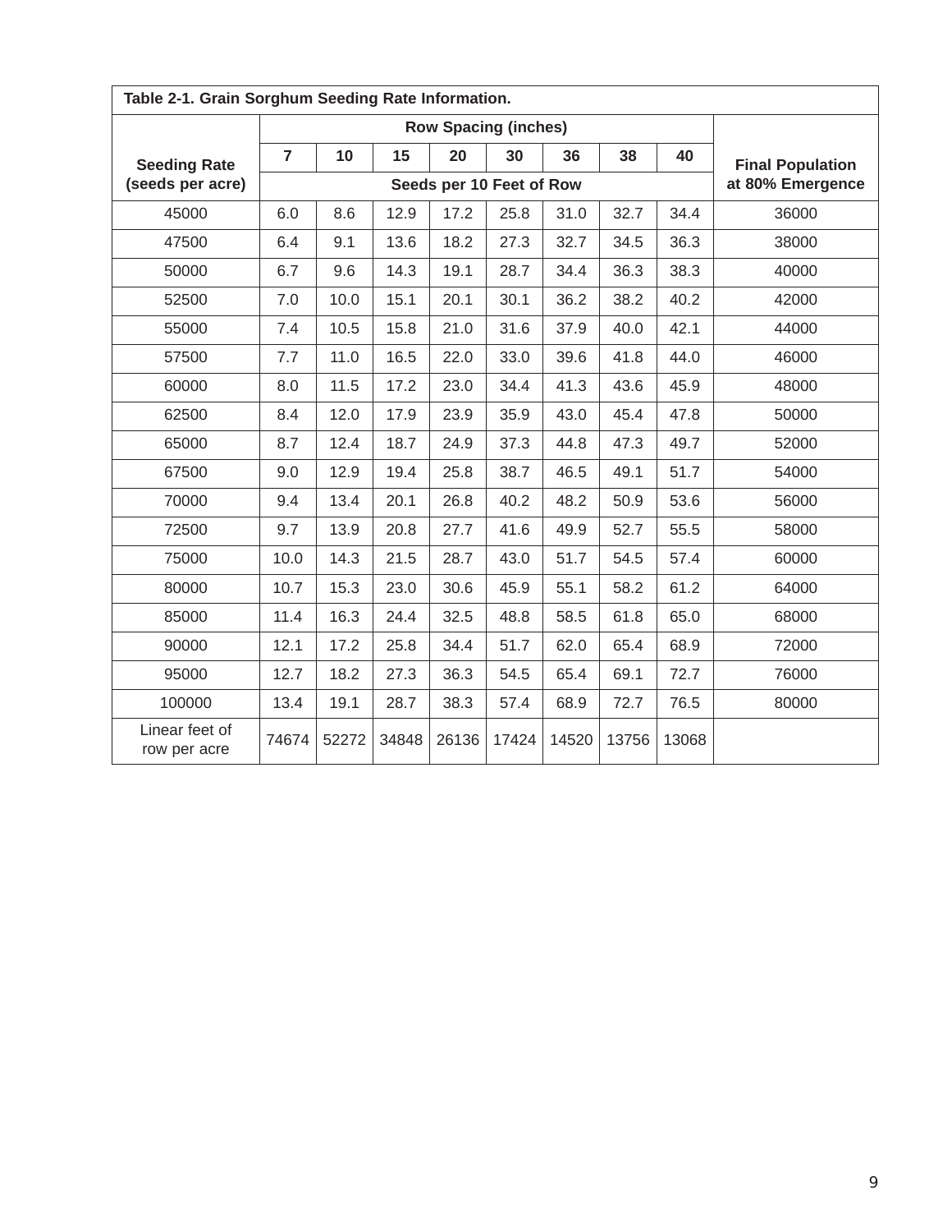**Table 2-1. Grain Sorghum Seeding Rate Information.**

| Seeding Rate (seeds per acre) | Row Spacing (inches) | | | | | | | | Final Population at 80% Emergence |
|---|---|---|---|---|---|---|---|---|---|
| | 7 | 10 | 15 | 20 | 30 | 36 | 38 | 40 | |
| | Seeds per 10 Feet of Row | | | | | | | | |
| 45000 | 6.0 | 8.6 | 12.9 | 17.2 | 25.8 | 31.0 | 32.7 | 34.4 | 36000 |
| 47500 | 6.4 | 9.1 | 13.6 | 18.2 | 27.3 | 32.7 | 34.5 | 36.3 | 38000 |
| 50000 | 6.7 | 9.6 | 14.3 | 19.1 | 28.7 | 34.4 | 36.3 | 38.3 | 40000 |
| 52500 | 7.0 | 10.0 | 15.1 | 20.1 | 30.1 | 36.2 | 38.2 | 40.2 | 42000 |
| 55000 | 7.4 | 10.5 | 15.8 | 21.0 | 31.6 | 37.9 | 40.0 | 42.1 | 44000 |
| 57500 | 7.7 | 11.0 | 16.5 | 22.0 | 33.0 | 39.6 | 41.8 | 44.0 | 46000 |
| 60000 | 8.0 | 11.5 | 17.2 | 23.0 | 34.4 | 41.3 | 43.6 | 45.9 | 48000 |
| 62500 | 8.4 | 12.0 | 17.9 | 23.9 | 35.9 | 43.0 | 45.4 | 47.8 | 50000 |
| 65000 | 8.7 | 12.4 | 18.7 | 24.9 | 37.3 | 44.8 | 47.3 | 49.7 | 52000 |
| 67500 | 9.0 | 12.9 | 19.4 | 25.8 | 38.7 | 46.5 | 49.1 | 51.7 | 54000 |
| 70000 | 9.4 | 13.4 | 20.1 | 26.8 | 40.2 | 48.2 | 50.9 | 53.6 | 56000 |
| 72500 | 9.7 | 13.9 | 20.8 | 27.7 | 41.6 | 49.9 | 52.7 | 55.5 | 58000 |
| 75000 | 10.0 | 14.3 | 21.5 | 28.7 | 43.0 | 51.7 | 54.5 | 57.4 | 60000 |
| 80000 | 10.7 | 15.3 | 23.0 | 30.6 | 45.9 | 55.1 | 58.2 | 61.2 | 64000 |
| 85000 | 11.4 | 16.3 | 24.4 | 32.5 | 48.8 | 58.5 | 61.8 | 65.0 | 68000 |
| 90000 | 12.1 | 17.2 | 25.8 | 34.4 | 51.7 | 62.0 | 65.4 | 68.9 | 72000 |
| 95000 | 12.7 | 18.2 | 27.3 | 36.3 | 54.5 | 65.4 | 69.1 | 72.7 | 76000 |
| 100000 | 13.4 | 19.1 | 28.7 | 38.3 | 57.4 | 68.9 | 72.7 | 76.5 | 80000 |
| Linear feet of row per acre | 74674 | 52272 | 34848 | 26136 | 17424 | 14520 | 13756 | 13068 | |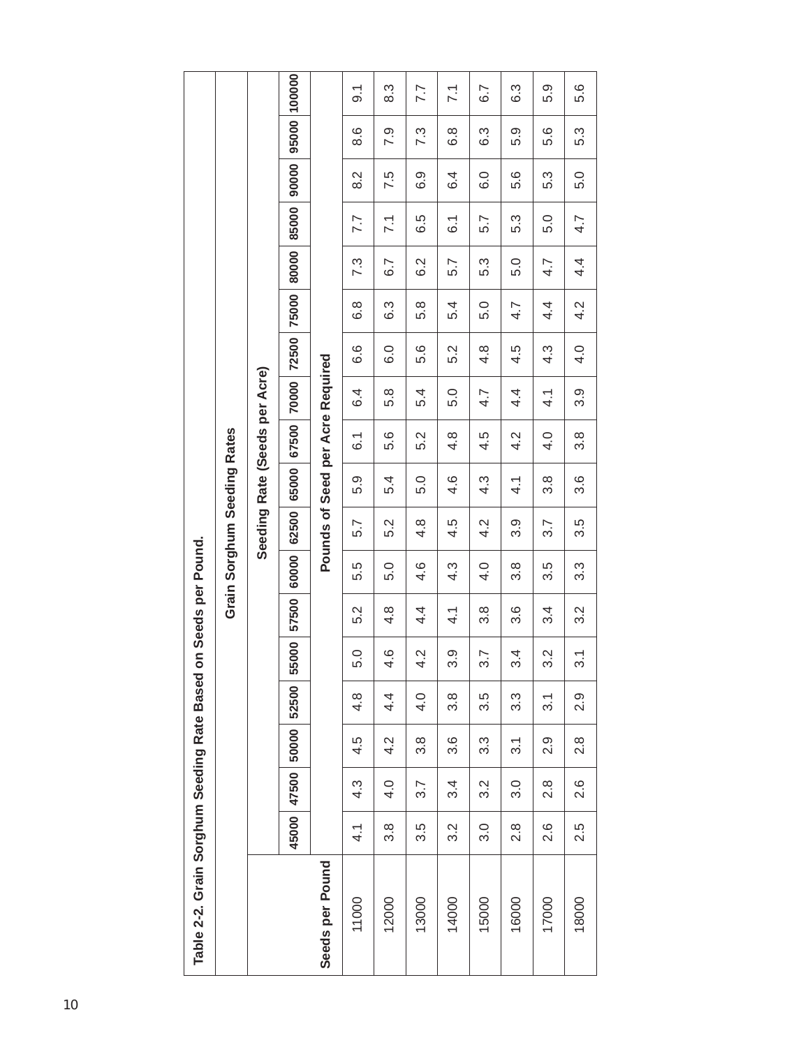Table 2-2. Grain Sorghum Seeding Rate Based on Seeds per Pound.

| Grain Sorghum Seeding Rates | | | | | | | | | | | | | | | | | | | | | | |
|---|---|---|---|---|---|---|---|---|---|---|---|---|---|---|---|---|---|---|---|---|---|---|
| | Seeding Rate (Seeds per Acre) | | | | | | | | | | | | | | | | | | | | | |
| | 45000 | 47500 | 50000 | 52500 | 55000 | 57500 | 60000 | 62500 | 65000 | 67500 | 70000 | 72500 | 75000 | 80000 | 85000 | 90000 | 95000 | 100000 |
| **Seeds per Pound** | Pounds of Seed per Acre Required | | | | | | | | | | | | | | | | | |
| 11000 | 4.1 | 4.3 | 4.5 | 4.8 | 5.0 | 5.2 | 5.5 | 5.7 | 5.9 | 6.1 | 6.4 | 6.6 | 6.8 | 7.3 | 7.7 | 8.2 | 8.6 | 9.1 |
| 12000 | 3.8 | 4.0 | 4.2 | 4.4 | 4.6 | 4.8 | 5.0 | 5.2 | 5.4 | 5.6 | 5.8 | 6.0 | 6.3 | 6.7 | 7.1 | 7.5 | 7.9 | 8.3 |
| 13000 | 3.5 | 3.7 | 3.8 | 4.0 | 4.2 | 4.4 | 4.6 | 4.8 | 5.0 | 5.2 | 5.4 | 5.6 | 5.8 | 6.2 | 6.5 | 6.9 | 7.3 | 7.7 |
| 14000 | 3.2 | 3.4 | 3.6 | 3.8 | 3.9 | 4.1 | 4.3 | 4.5 | 4.6 | 4.8 | 5.0 | 5.2 | 5.4 | 5.7 | 6.1 | 6.4 | 6.8 | 7.1 |
| 15000 | 3.0 | 3.2 | 3.3 | 3.5 | 3.7 | 3.8 | 4.0 | 4.2 | 4.3 | 4.5 | 4.7 | 4.8 | 5.0 | 5.3 | 5.7 | 6.0 | 6.3 | 6.7 |
| 16000 | 2.8 | 3.0 | 3.1 | 3.3 | 3.4 | 3.6 | 3.8 | 3.9 | 4.1 | 4.2 | 4.4 | 4.5 | 4.7 | 5.0 | 5.3 | 5.6 | 5.9 | 6.3 |
| 17000 | 2.6 | 2.8 | 2.9 | 3.1 | 3.2 | 3.4 | 3.5 | 3.7 | 3.8 | 4.0 | 4.1 | 4.3 | 4.4 | 4.7 | 5.0 | 5.3 | 5.6 | 5.9 |
| 18000 | 2.5 | 2.6 | 2.8 | 2.9 | 3.1 | 3.2 | 3.3 | 3.5 | 3.6 | 3.8 | 3.9 | 4.0 | 4.2 | 4.4 | 4.7 | 5.0 | 5.3 | 5.6 |